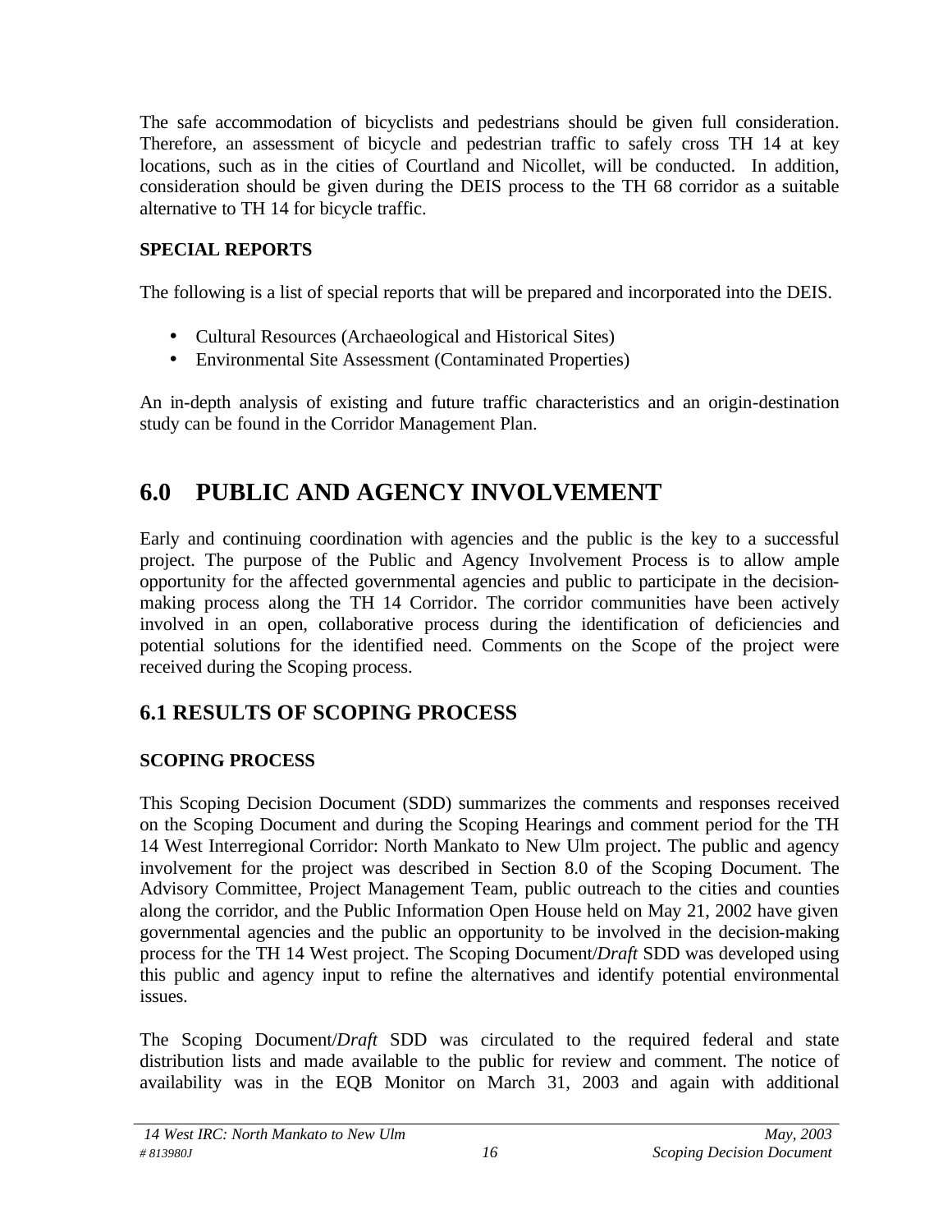The safe accommodation of bicyclists and pedestrians should be given full consideration. Therefore, an assessment of bicycle and pedestrian traffic to safely cross TH 14 at key locations, such as in the cities of Courtland and Nicollet, will be conducted. In addition, consideration should be given during the DEIS process to the TH 68 corridor as a suitable alternative to TH 14 for bicycle traffic.

**SPECIAL REPORTS**

The following is a list of special reports that will be prepared and incorporated into the DEIS.

- Cultural Resources (Archaeological and Historical Sites)
- Environmental Site Assessment (Contaminated Properties)

An in-depth analysis of existing and future traffic characteristics and an origin-destination study can be found in the Corridor Management Plan.

# 6.0 PUBLIC AND AGENCY INVOLVEMENT

Early and continuing coordination with agencies and the public is the key to a successful project. The purpose of the Public and Agency Involvement Process is to allow ample opportunity for the affected governmental agencies and public to participate in the decision-making process along the TH 14 Corridor. The corridor communities have been actively involved in an open, collaborative process during the identification of deficiencies and potential solutions for the identified need. Comments on the Scope of the project were received during the Scoping process.

## 6.1 RESULTS OF SCOPING PROCESS

**SCOPING PROCESS**

This Scoping Decision Document (SDD) summarizes the comments and responses received on the Scoping Document and during the Scoping Hearings and comment period for the TH 14 West Interregional Corridor: North Mankato to New Ulm project. The public and agency involvement for the project was described in Section 8.0 of the Scoping Document. The Advisory Committee, Project Management Team, public outreach to the cities and counties along the corridor, and the Public Information Open House held on May 21, 2002 have given governmental agencies and the public an opportunity to be involved in the decision-making process for the TH 14 West project. The Scoping Document/*Draft* SDD was developed using this public and agency input to refine the alternatives and identify potential environmental issues.

The Scoping Document/*Draft* SDD was circulated to the required federal and state distribution lists and made available to the public for review and comment. The notice of availability was in the EQB Monitor on March 31, 2003 and again with additional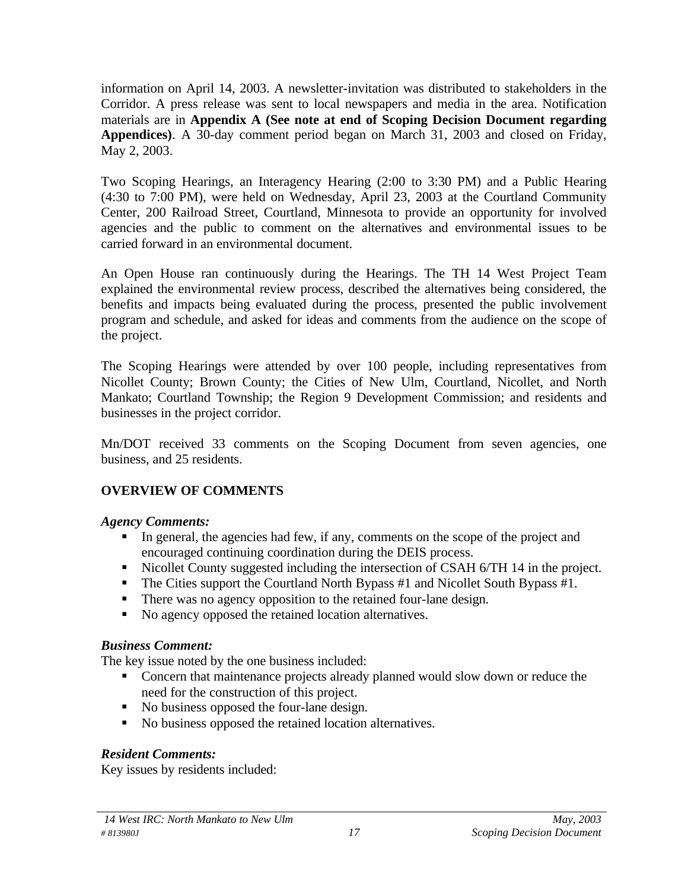information on April 14, 2003. A newsletter-invitation was distributed to stakeholders in the Corridor. A press release was sent to local newspapers and media in the area. Notification materials are in **Appendix A (See note at end of Scoping Decision Document regarding Appendices)**. A 30-day comment period began on March 31, 2003 and closed on Friday, May 2, 2003.

Two Scoping Hearings, an Interagency Hearing (2:00 to 3:30 PM) and a Public Hearing (4:30 to 7:00 PM), were held on Wednesday, April 23, 2003 at the Courtland Community Center, 200 Railroad Street, Courtland, Minnesota to provide an opportunity for involved agencies and the public to comment on the alternatives and environmental issues to be carried forward in an environmental document.

An Open House ran continuously during the Hearings. The TH 14 West Project Team explained the environmental review process, described the alternatives being considered, the benefits and impacts being evaluated during the process, presented the public involvement program and schedule, and asked for ideas and comments from the audience on the scope of the project.

The Scoping Hearings were attended by over 100 people, including representatives from Nicollet County; Brown County; the Cities of New Ulm, Courtland, Nicollet, and North Mankato; Courtland Township; the Region 9 Development Commission; and residents and businesses in the project corridor.

Mn/DOT received 33 comments on the Scoping Document from seven agencies, one business, and 25 residents.

## OVERVIEW OF COMMENTS

***Agency Comments:***

- In general, the agencies had few, if any, comments on the scope of the project and encouraged continuing coordination during the DEIS process.
- Nicollet County suggested including the intersection of CSAH 6/TH 14 in the project.
- The Cities support the Courtland North Bypass #1 and Nicollet South Bypass #1.
- There was no agency opposition to the retained four-lane design.
- No agency opposed the retained location alternatives.

***Business Comment:***

The key issue noted by the one business included:

- Concern that maintenance projects already planned would slow down or reduce the need for the construction of this project.
- No business opposed the four-lane design.
- No business opposed the retained location alternatives.

***Resident Comments:***

Key issues by residents included: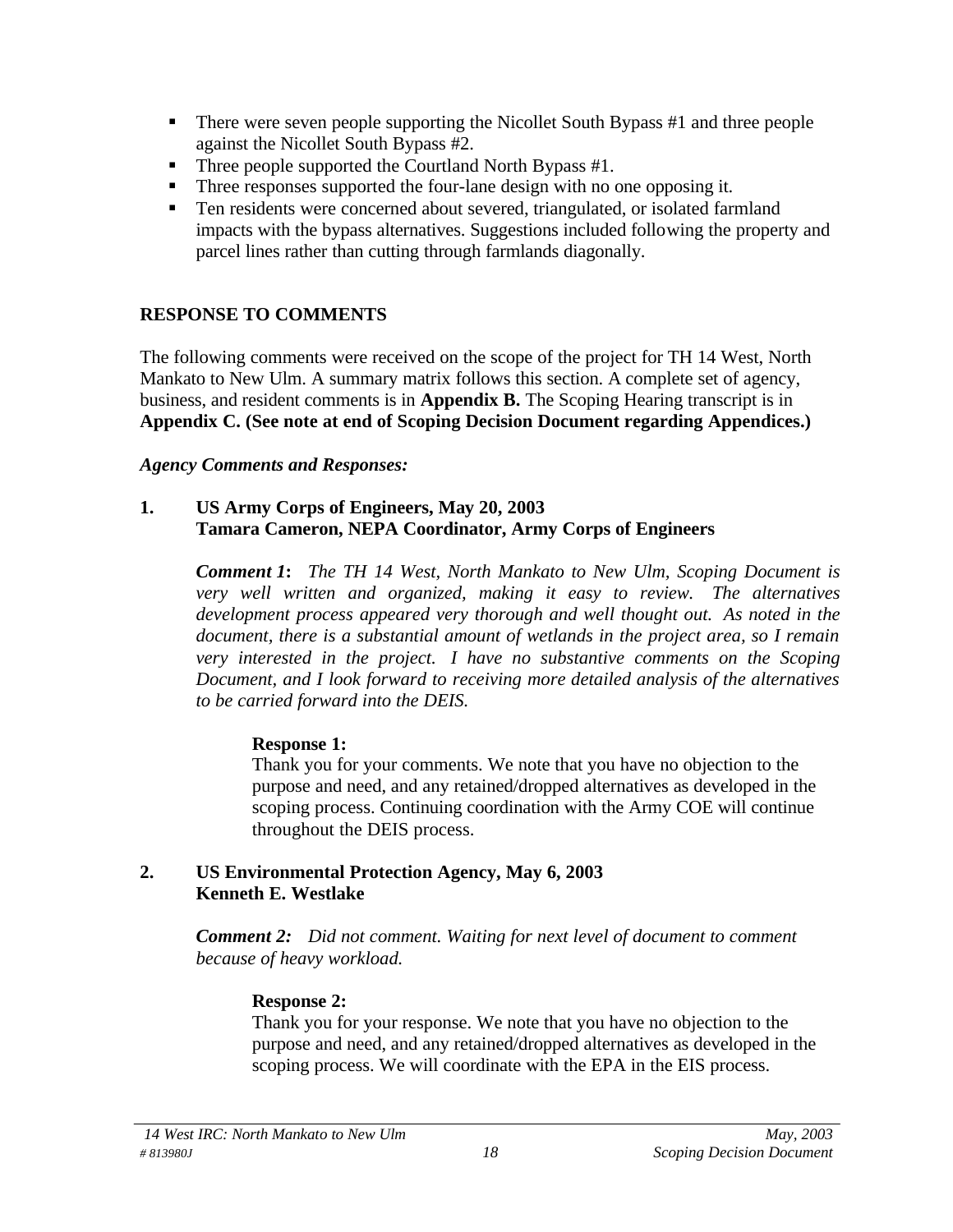- There were seven people supporting the Nicollet South Bypass #1 and three people against the Nicollet South Bypass #2.
- Three people supported the Courtland North Bypass #1.
- Three responses supported the four-lane design with no one opposing it.
- Ten residents were concerned about severed, triangulated, or isolated farmland impacts with the bypass alternatives. Suggestions included following the property and parcel lines rather than cutting through farmlands diagonally.

## RESPONSE TO COMMENTS

The following comments were received on the scope of the project for TH 14 West, North Mankato to New Ulm. A summary matrix follows this section. A complete set of agency, business, and resident comments is in **Appendix B.** The Scoping Hearing transcript is in **Appendix C. (See note at end of Scoping Decision Document regarding Appendices.)**

***Agency Comments and Responses:***

**1. US Army Corps of Engineers, May 20, 2003**
**Tamara Cameron, NEPA Coordinator, Army Corps of Engineers**

> ***Comment 1*:** *The TH 14 West, North Mankato to New Ulm, Scoping Document is very well written and organized, making it easy to review. The alternatives development process appeared very thorough and well thought out. As noted in the document, there is a substantial amount of wetlands in the project area, so I remain very interested in the project. I have no substantive comments on the Scoping Document, and I look forward to receiving more detailed analysis of the alternatives to be carried forward into the DEIS.*
>
> **Response 1:**
> Thank you for your comments. We note that you have no objection to the purpose and need, and any retained/dropped alternatives as developed in the scoping process. Continuing coordination with the Army COE will continue throughout the DEIS process.

**2. US Environmental Protection Agency, May 6, 2003**
**Kenneth E. Westlake**

> ***Comment 2:*** *Did not comment. Waiting for next level of document to comment because of heavy workload.*
>
> **Response 2:**
> Thank you for your response. We note that you have no objection to the purpose and need, and any retained/dropped alternatives as developed in the scoping process. We will coordinate with the EPA in the EIS process.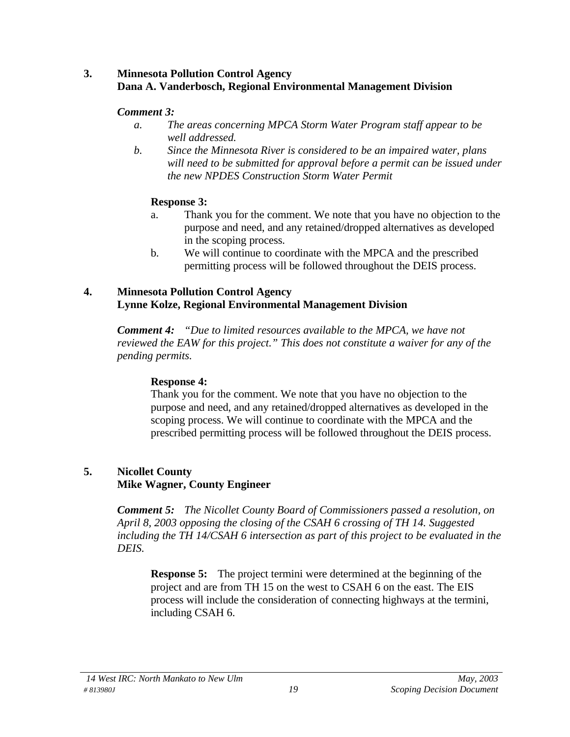**3. Minnesota Pollution Control Agency**
**Dana A. Vanderbosch, Regional Environmental Management Division**

***Comment 3:***

a. *The areas concerning MPCA Storm Water Program staff appear to be well addressed.*
b. *Since the Minnesota River is considered to be an impaired water, plans will need to be submitted for approval before a permit can be issued under the new NPDES Construction Storm Water Permit*

**Response 3:**

a. Thank you for the comment. We note that you have no objection to the purpose and need, and any retained/dropped alternatives as developed in the scoping process.
b. We will continue to coordinate with the MPCA and the prescribed permitting process will be followed throughout the DEIS process.

**4. Minnesota Pollution Control Agency**
**Lynne Kolze, Regional Environmental Management Division**

***Comment 4:*** *"Due to limited resources available to the MPCA, we have not reviewed the EAW for this project." This does not constitute a waiver for any of the pending permits.*

**Response 4:**
Thank you for the comment. We note that you have no objection to the purpose and need, and any retained/dropped alternatives as developed in the scoping process. We will continue to coordinate with the MPCA and the prescribed permitting process will be followed throughout the DEIS process.

**5. Nicollet County**
**Mike Wagner, County Engineer**

***Comment 5:*** *The Nicollet County Board of Commissioners passed a resolution, on April 8, 2003 opposing the closing of the CSAH 6 crossing of TH 14. Suggested including the TH 14/CSAH 6 intersection as part of this project to be evaluated in the DEIS.*

**Response 5:** The project termini were determined at the beginning of the project and are from TH 15 on the west to CSAH 6 on the east. The EIS process will include the consideration of connecting highways at the termini, including CSAH 6.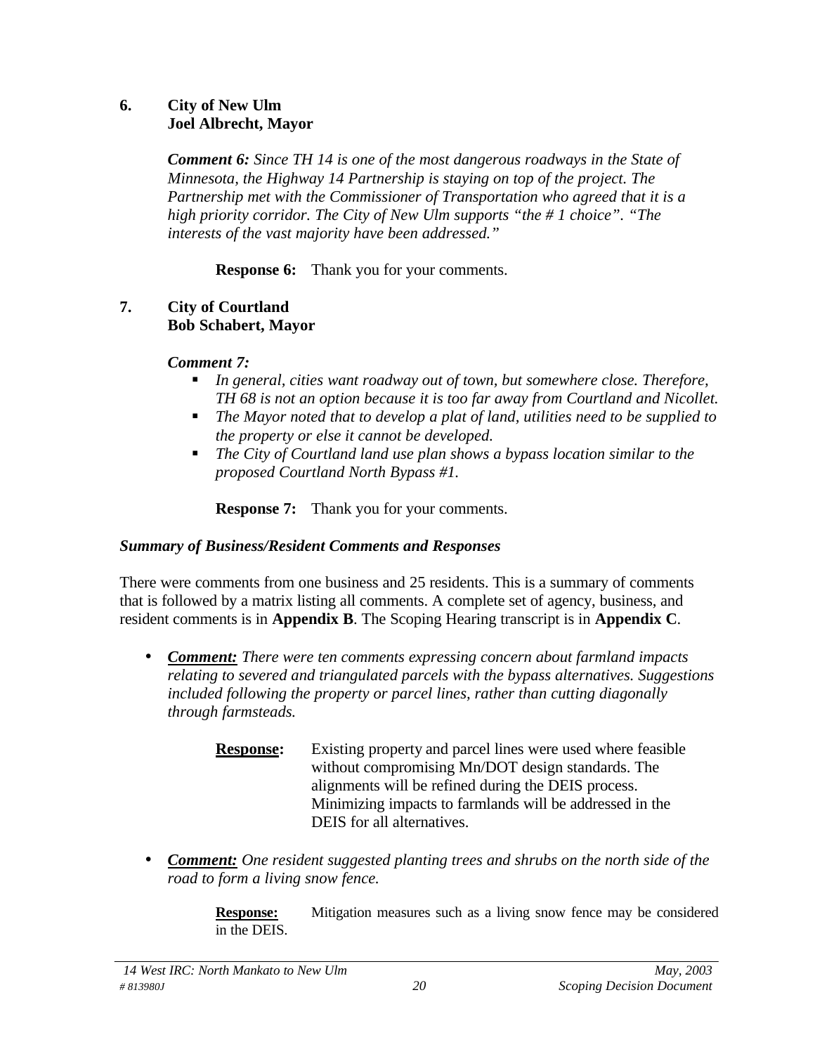**6. City of New Ulm**
**Joel Albrecht, Mayor**

***Comment 6:*** *Since TH 14 is one of the most dangerous roadways in the State of Minnesota, the Highway 14 Partnership is staying on top of the project. The Partnership met with the Commissioner of Transportation who agreed that it is a high priority corridor. The City of New Ulm supports "the # 1 choice". "The interests of the vast majority have been addressed."*

**Response 6:** Thank you for your comments.

**7. City of Courtland**
**Bob Schabert, Mayor**

***Comment 7:***

- *In general, cities want roadway out of town, but somewhere close. Therefore, TH 68 is not an option because it is too far away from Courtland and Nicollet.*
- *The Mayor noted that to develop a plat of land, utilities need to be supplied to the property or else it cannot be developed.*
- *The City of Courtland land use plan shows a bypass location similar to the proposed Courtland North Bypass #1.*

**Response 7:** Thank you for your comments.

***Summary of Business/Resident Comments and Responses***

There were comments from one business and 25 residents. This is a summary of comments that is followed by a matrix listing all comments. A complete set of agency, business, and resident comments is in **Appendix B**. The Scoping Hearing transcript is in **Appendix C**.

- ***Comment:*** *There were ten comments expressing concern about farmland impacts relating to severed and triangulated parcels with the bypass alternatives. Suggestions included following the property or parcel lines, rather than cutting diagonally through farmsteads.*

  **Response:** Existing property and parcel lines were used where feasible without compromising Mn/DOT design standards. The alignments will be refined during the DEIS process. Minimizing impacts to farmlands will be addressed in the DEIS for all alternatives.

- ***Comment:*** *One resident suggested planting trees and shrubs on the north side of the road to form a living snow fence.*

  **Response:** Mitigation measures such as a living snow fence may be considered in the DEIS.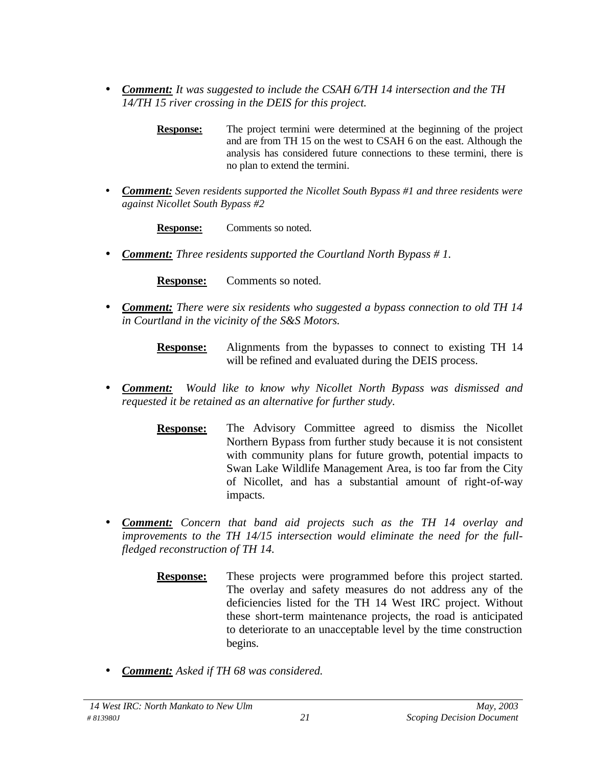- ***Comment:*** *It was suggested to include the CSAH 6/TH 14 intersection and the TH 14/TH 15 river crossing in the DEIS for this project.*

  **Response:** The project termini were determined at the beginning of the project and are from TH 15 on the west to CSAH 6 on the east. Although the analysis has considered future connections to these termini, there is no plan to extend the termini.

- ***Comment:*** *Seven residents supported the Nicollet South Bypass #1 and three residents were against Nicollet South Bypass #2*

  **Response:** Comments so noted.

- ***Comment:*** *Three residents supported the Courtland North Bypass # 1.*

  **Response:** Comments so noted.

- ***Comment:*** *There were six residents who suggested a bypass connection to old TH 14 in Courtland in the vicinity of the S&S Motors.*

  **Response:** Alignments from the bypasses to connect to existing TH 14 will be refined and evaluated during the DEIS process.

- ***Comment:*** *Would like to know why Nicollet North Bypass was dismissed and requested it be retained as an alternative for further study.*

  **Response:** The Advisory Committee agreed to dismiss the Nicollet Northern Bypass from further study because it is not consistent with community plans for future growth, potential impacts to Swan Lake Wildlife Management Area, is too far from the City of Nicollet, and has a substantial amount of right-of-way impacts.

- ***Comment:*** *Concern that band aid projects such as the TH 14 overlay and improvements to the TH 14/15 intersection would eliminate the need for the full-fledged reconstruction of TH 14.*

  **Response:** These projects were programmed before this project started. The overlay and safety measures do not address any of the deficiencies listed for the TH 14 West IRC project. Without these short-term maintenance projects, the road is anticipated to deteriorate to an unacceptable level by the time construction begins.

- ***Comment:*** *Asked if TH 68 was considered.*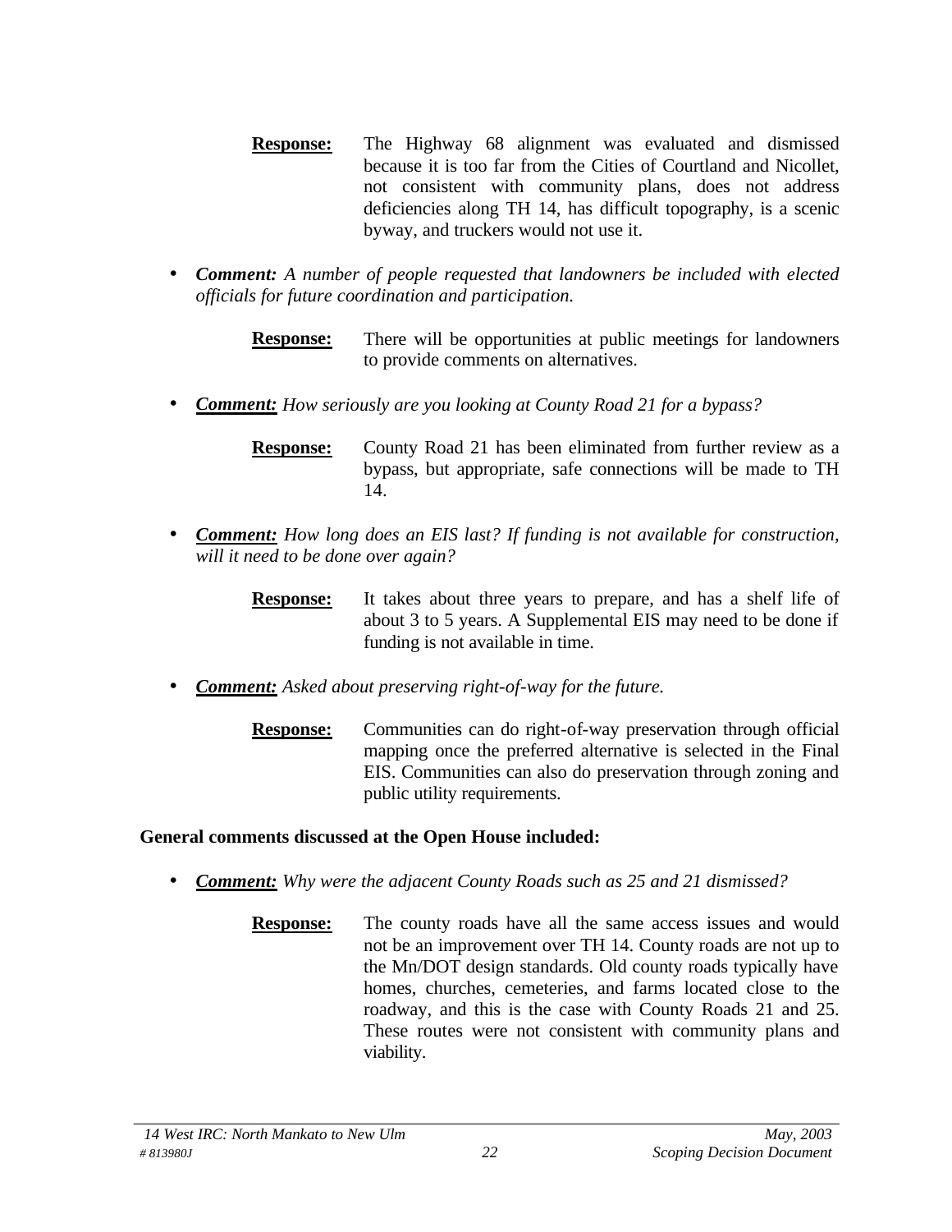**Response:** The Highway 68 alignment was evaluated and dismissed because it is too far from the Cities of Courtland and Nicollet, not consistent with community plans, does not address deficiencies along TH 14, has difficult topography, is a scenic byway, and truckers would not use it.

- ***Comment:*** *A number of people requested that landowners be included with elected officials for future coordination and participation.*

  **Response:** There will be opportunities at public meetings for landowners to provide comments on alternatives.

- ***Comment:*** *How seriously are you looking at County Road 21 for a bypass?*

  **Response:** County Road 21 has been eliminated from further review as a bypass, but appropriate, safe connections will be made to TH 14.

- ***Comment:*** *How long does an EIS last? If funding is not available for construction, will it need to be done over again?*

  **Response:** It takes about three years to prepare, and has a shelf life of about 3 to 5 years. A Supplemental EIS may need to be done if funding is not available in time.

- ***Comment:*** *Asked about preserving right-of-way for the future.*

  **Response:** Communities can do right-of-way preservation through official mapping once the preferred alternative is selected in the Final EIS. Communities can also do preservation through zoning and public utility requirements.

**General comments discussed at the Open House included:**

- ***Comment:*** *Why were the adjacent County Roads such as 25 and 21 dismissed?*

  **Response:** The county roads have all the same access issues and would not be an improvement over TH 14. County roads are not up to the Mn/DOT design standards. Old county roads typically have homes, churches, cemeteries, and farms located close to the roadway, and this is the case with County Roads 21 and 25. These routes were not consistent with community plans and viability.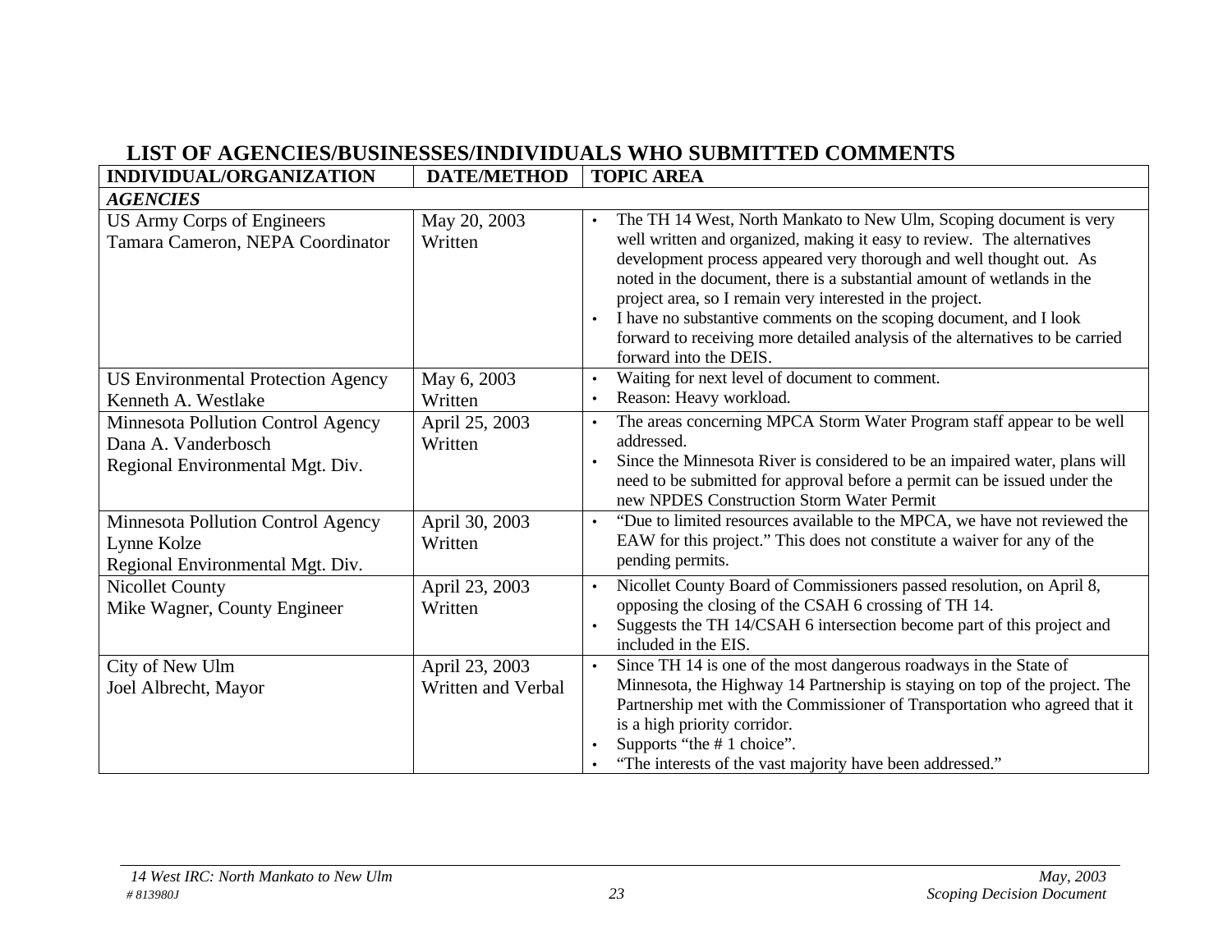## LIST OF AGENCIES/BUSINESSES/INDIVIDUALS WHO SUBMITTED COMMENTS

| INDIVIDUAL/ORGANIZATION | DATE/METHOD | TOPIC AREA |
|---|---|---|
| ***AGENCIES*** | | |
| US Army Corps of Engineers<br>Tamara Cameron, NEPA Coordinator | May 20, 2003<br>Written | • The TH 14 West, North Mankato to New Ulm, Scoping document is very well written and organized, making it easy to review. The alternatives development process appeared very thorough and well thought out. As noted in the document, there is a substantial amount of wetlands in the project area, so I remain very interested in the project.<br>• I have no substantive comments on the scoping document, and I look forward to receiving more detailed analysis of the alternatives to be carried forward into the DEIS. |
| US Environmental Protection Agency<br>Kenneth A. Westlake | May 6, 2003<br>Written | • Waiting for next level of document to comment.<br>• Reason: Heavy workload. |
| Minnesota Pollution Control Agency<br>Dana A. Vanderbosch<br>Regional Environmental Mgt. Div. | April 25, 2003<br>Written | • The areas concerning MPCA Storm Water Program staff appear to be well addressed.<br>• Since the Minnesota River is considered to be an impaired water, plans will need to be submitted for approval before a permit can be issued under the new NPDES Construction Storm Water Permit |
| Minnesota Pollution Control Agency<br>Lynne Kolze<br>Regional Environmental Mgt. Div. | April 30, 2003<br>Written | • "Due to limited resources available to the MPCA, we have not reviewed the EAW for this project." This does not constitute a waiver for any of the pending permits. |
| Nicollet County<br>Mike Wagner, County Engineer | April 23, 2003<br>Written | • Nicollet County Board of Commissioners passed resolution, on April 8, opposing the closing of the CSAH 6 crossing of TH 14.<br>• Suggests the TH 14/CSAH 6 intersection become part of this project and included in the EIS. |
| City of New Ulm<br>Joel Albrecht, Mayor | April 23, 2003<br>Written and Verbal | • Since TH 14 is one of the most dangerous roadways in the State of Minnesota, the Highway 14 Partnership is staying on top of the project. The Partnership met with the Commissioner of Transportation who agreed that it is a high priority corridor.<br>• Supports "the # 1 choice".<br>• "The interests of the vast majority have been addressed." |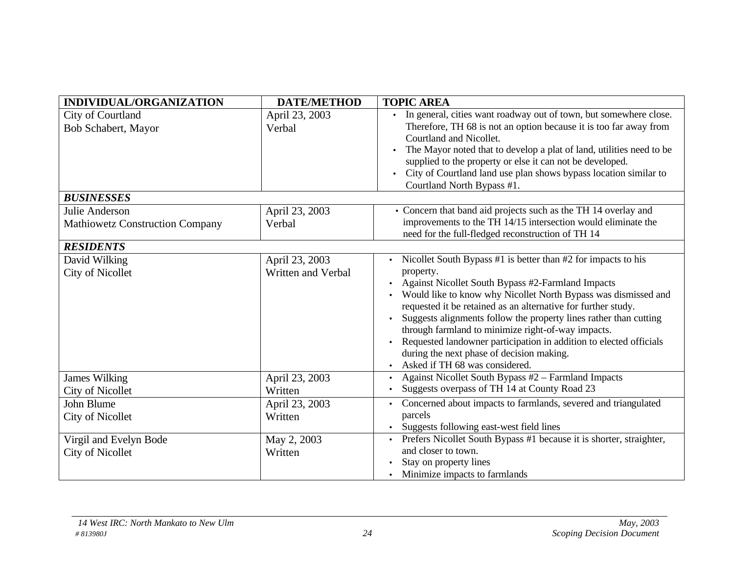| INDIVIDUAL/ORGANIZATION | DATE/METHOD | TOPIC AREA |
|---|---|---|
| City of Courtland<br>Bob Schabert, Mayor | April 23, 2003<br>Verbal | • In general, cities want roadway out of town, but somewhere close. Therefore, TH 68 is not an option because it is too far away from Courtland and Nicollet.<br>• The Mayor noted that to develop a plat of land, utilities need to be supplied to the property or else it can not be developed.<br>• City of Courtland land use plan shows bypass location similar to Courtland North Bypass #1. |
| ***BUSINESSES*** | | |
| Julie Anderson<br>Mathiowetz Construction Company | April 23, 2003<br>Verbal | • Concern that band aid projects such as the TH 14 overlay and improvements to the TH 14/15 intersection would eliminate the need for the full-fledged reconstruction of TH 14 |
| ***RESIDENTS*** | | |
| David Wilking<br>City of Nicollet | April 23, 2003<br>Written and Verbal | • Nicollet South Bypass #1 is better than #2 for impacts to his property.<br>• Against Nicollet South Bypass #2-Farmland Impacts<br>• Would like to know why Nicollet North Bypass was dismissed and requested it be retained as an alternative for further study.<br>• Suggests alignments follow the property lines rather than cutting through farmland to minimize right-of-way impacts.<br>• Requested landowner participation in addition to elected officials during the next phase of decision making.<br>• Asked if TH 68 was considered. |
| James Wilking<br>City of Nicollet | April 23, 2003<br>Written | • Against Nicollet South Bypass #2 – Farmland Impacts<br>• Suggests overpass of TH 14 at County Road 23 |
| John Blume<br>City of Nicollet | April 23, 2003<br>Written | • Concerned about impacts to farmlands, severed and triangulated parcels<br>• Suggests following east-west field lines |
| Virgil and Evelyn Bode<br>City of Nicollet | May 2, 2003<br>Written | • Prefers Nicollet South Bypass #1 because it is shorter, straighter, and closer to town.<br>• Stay on property lines<br>• Minimize impacts to farmlands |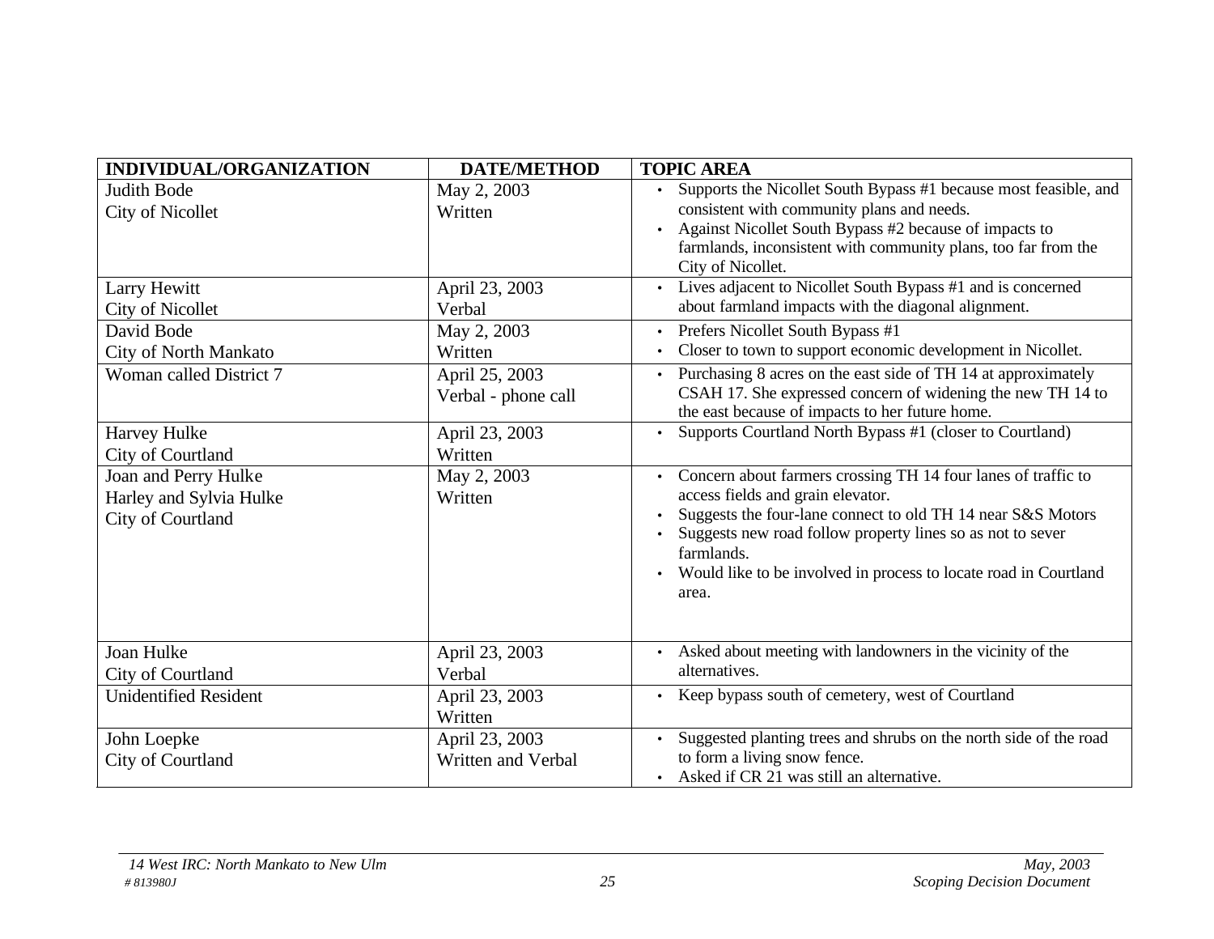| INDIVIDUAL/ORGANIZATION | DATE/METHOD | TOPIC AREA |
|---|---|---|
| Judith Bode<br>City of Nicollet | May 2, 2003<br>Written | • Supports the Nicollet South Bypass #1 because most feasible, and consistent with community plans and needs.<br>• Against Nicollet South Bypass #2 because of impacts to farmlands, inconsistent with community plans, too far from the City of Nicollet. |
| Larry Hewitt<br>City of Nicollet | April 23, 2003<br>Verbal | • Lives adjacent to Nicollet South Bypass #1 and is concerned about farmland impacts with the diagonal alignment. |
| David Bode<br>City of North Mankato | May 2, 2003<br>Written | • Prefers Nicollet South Bypass #1<br>• Closer to town to support economic development in Nicollet. |
| Woman called District 7 | April 25, 2003<br>Verbal - phone call | • Purchasing 8 acres on the east side of TH 14 at approximately CSAH 17. She expressed concern of widening the new TH 14 to the east because of impacts to her future home. |
| Harvey Hulke<br>City of Courtland | April 23, 2003<br>Written | • Supports Courtland North Bypass #1 (closer to Courtland) |
| Joan and Perry Hulke<br>Harley and Sylvia Hulke<br>City of Courtland | May 2, 2003<br>Written | • Concern about farmers crossing TH 14 four lanes of traffic to access fields and grain elevator.<br>• Suggests the four-lane connect to old TH 14 near S&S Motors<br>• Suggests new road follow property lines so as not to sever farmlands.<br>• Would like to be involved in process to locate road in Courtland area. |
| Joan Hulke<br>City of Courtland | April 23, 2003<br>Verbal | • Asked about meeting with landowners in the vicinity of the alternatives. |
| Unidentified Resident | April 23, 2003<br>Written | • Keep bypass south of cemetery, west of Courtland |
| John Loepke<br>City of Courtland | April 23, 2003<br>Written and Verbal | • Suggested planting trees and shrubs on the north side of the road to form a living snow fence.<br>• Asked if CR 21 was still an alternative. |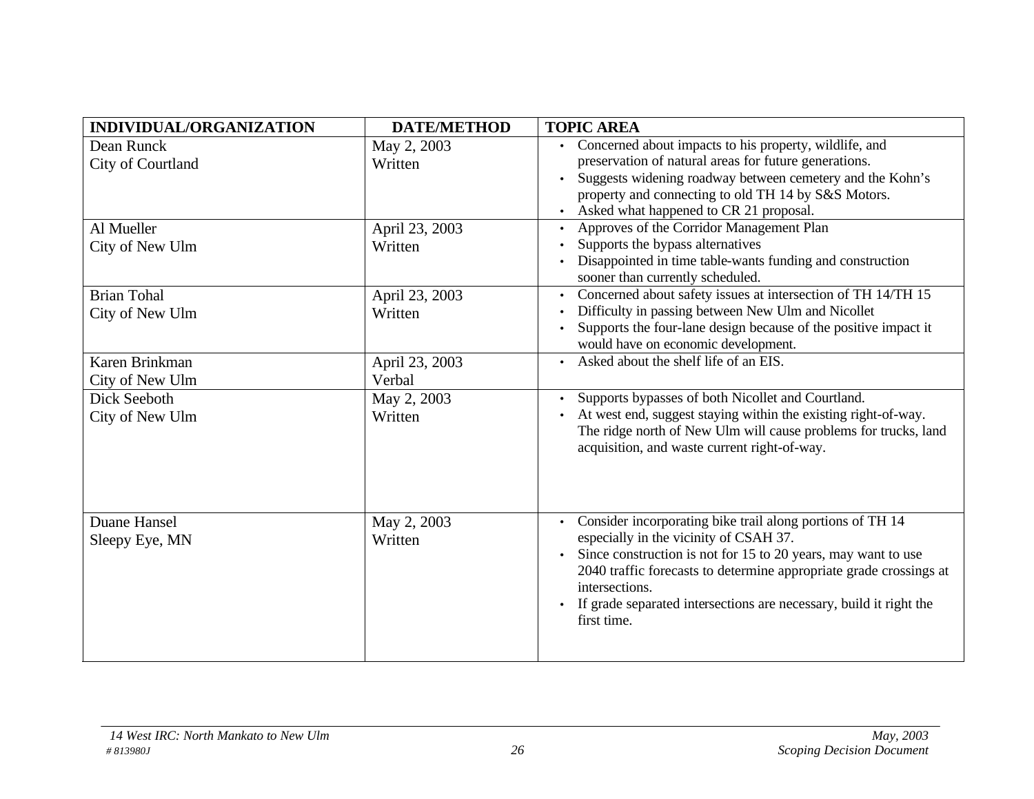| INDIVIDUAL/ORGANIZATION | DATE/METHOD | TOPIC AREA |
|---|---|---|
| Dean Runck<br>City of Courtland | May 2, 2003<br>Written | • Concerned about impacts to his property, wildlife, and preservation of natural areas for future generations.<br>• Suggests widening roadway between cemetery and the Kohn's property and connecting to old TH 14 by S&S Motors.<br>• Asked what happened to CR 21 proposal. |
| Al Mueller<br>City of New Ulm | April 23, 2003<br>Written | • Approves of the Corridor Management Plan<br>• Supports the bypass alternatives<br>• Disappointed in time table-wants funding and construction sooner than currently scheduled. |
| Brian Tohal<br>City of New Ulm | April 23, 2003<br>Written | • Concerned about safety issues at intersection of TH 14/TH 15<br>• Difficulty in passing between New Ulm and Nicollet<br>• Supports the four-lane design because of the positive impact it would have on economic development. |
| Karen Brinkman<br>City of New Ulm | April 23, 2003<br>Verbal | • Asked about the shelf life of an EIS. |
| Dick Seeboth<br>City of New Ulm | May 2, 2003<br>Written | • Supports bypasses of both Nicollet and Courtland.<br>• At west end, suggest staying within the existing right-of-way. The ridge north of New Ulm will cause problems for trucks, land acquisition, and waste current right-of-way. |
| Duane Hansel<br>Sleepy Eye, MN | May 2, 2003<br>Written | • Consider incorporating bike trail along portions of TH 14 especially in the vicinity of CSAH 37.<br>• Since construction is not for 15 to 20 years, may want to use 2040 traffic forecasts to determine appropriate grade crossings at intersections.<br>• If grade separated intersections are necessary, build it right the first time. |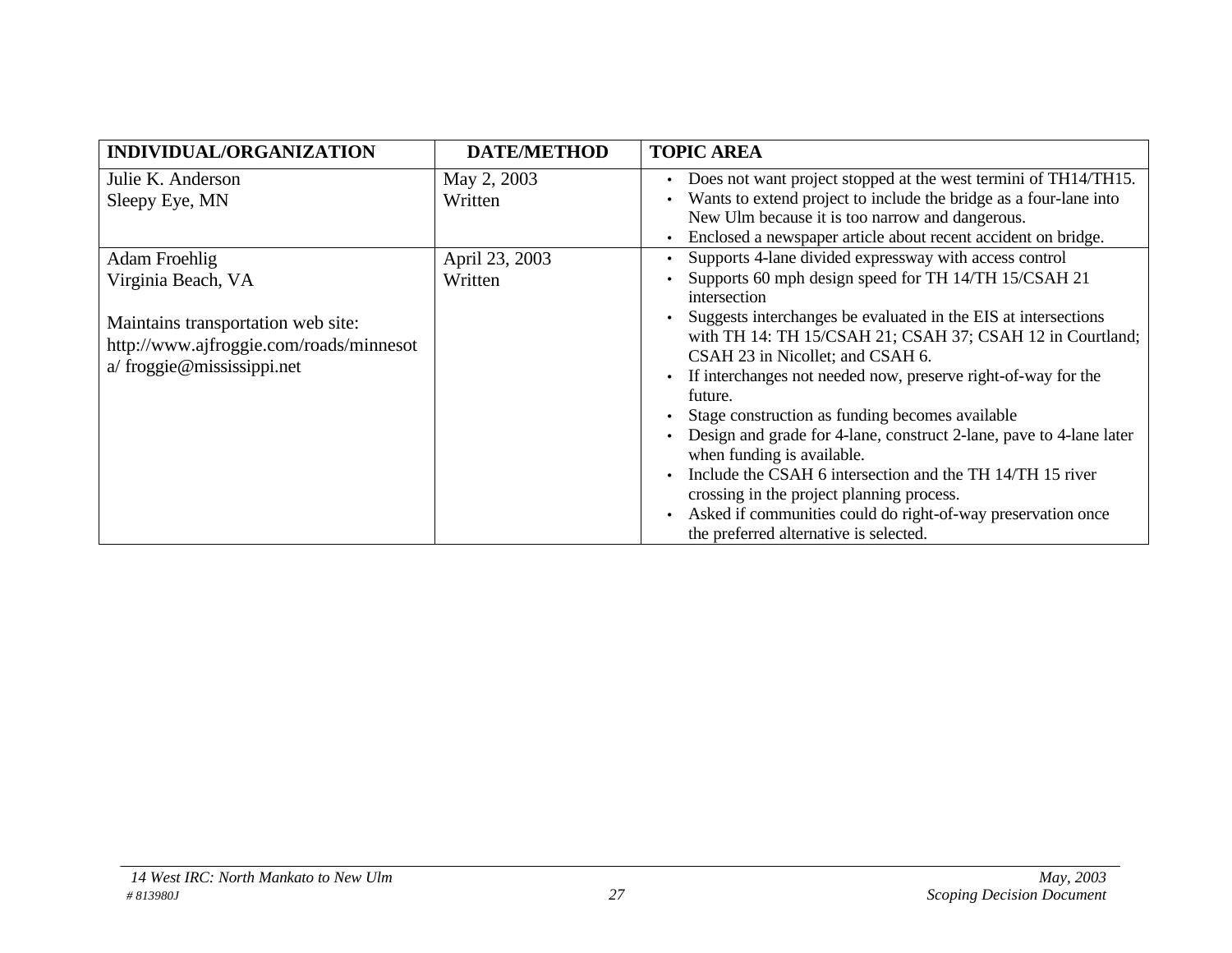| INDIVIDUAL/ORGANIZATION | DATE/METHOD | TOPIC AREA |
|---|---|---|
| Julie K. Anderson<br>Sleepy Eye, MN | May 2, 2003<br>Written | • Does not want project stopped at the west termini of TH14/TH15.<br>• Wants to extend project to include the bridge as a four-lane into New Ulm because it is too narrow and dangerous.<br>• Enclosed a newspaper article about recent accident on bridge. |
| Adam Froehlig<br>Virginia Beach, VA<br><br>Maintains transportation web site:<br>http://www.ajfroggie.com/roads/minnesota/ froggie@mississippi.net | April 23, 2003<br>Written | • Supports 4-lane divided expressway with access control<br>• Supports 60 mph design speed for TH 14/TH 15/CSAH 21 intersection<br>• Suggests interchanges be evaluated in the EIS at intersections with TH 14: TH 15/CSAH 21; CSAH 37; CSAH 12 in Courtland; CSAH 23 in Nicollet; and CSAH 6.<br>• If interchanges not needed now, preserve right-of-way for the future.<br>• Stage construction as funding becomes available<br>• Design and grade for 4-lane, construct 2-lane, pave to 4-lane later when funding is available.<br>• Include the CSAH 6 intersection and the TH 14/TH 15 river crossing in the project planning process.<br>• Asked if communities could do right-of-way preservation once the preferred alternative is selected. |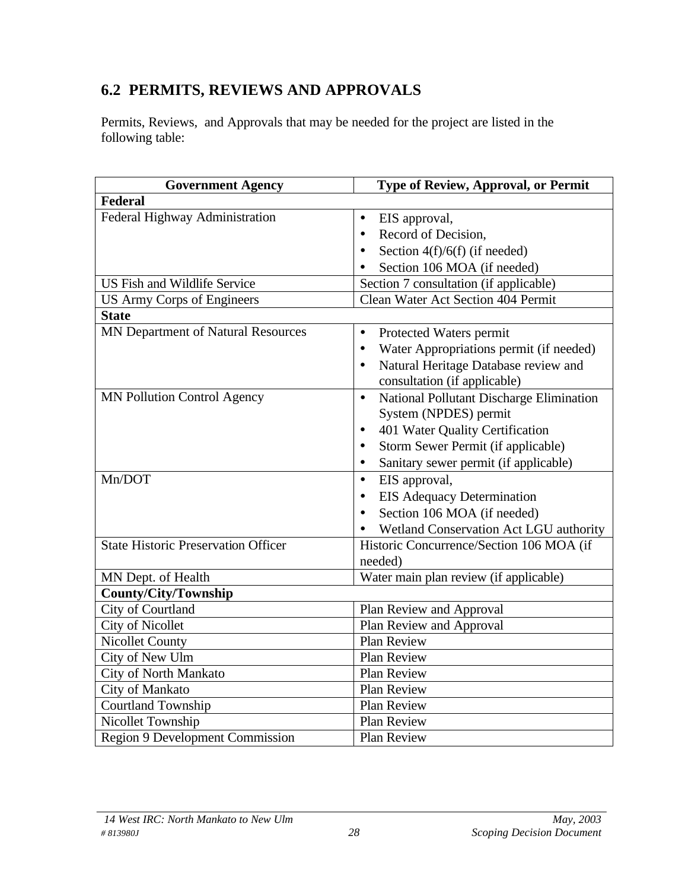## 6.2 PERMITS, REVIEWS AND APPROVALS

Permits, Reviews, and Approvals that may be needed for the project are listed in the following table:

| Government Agency | Type of Review, Approval, or Permit |
|---|---|
| **Federal** | |
| Federal Highway Administration | • EIS approval,<br>• Record of Decision,<br>• Section 4(f)/6(f) (if needed)<br>• Section 106 MOA (if needed) |
| US Fish and Wildlife Service | Section 7 consultation (if applicable) |
| US Army Corps of Engineers | Clean Water Act Section 404 Permit |
| **State** | |
| MN Department of Natural Resources | • Protected Waters permit<br>• Water Appropriations permit (if needed)<br>• Natural Heritage Database review and consultation (if applicable) |
| MN Pollution Control Agency | • National Pollutant Discharge Elimination System (NPDES) permit<br>• 401 Water Quality Certification<br>• Storm Sewer Permit (if applicable)<br>• Sanitary sewer permit (if applicable) |
| Mn/DOT | • EIS approval,<br>• EIS Adequacy Determination<br>• Section 106 MOA (if needed)<br>• Wetland Conservation Act LGU authority |
| State Historic Preservation Officer | Historic Concurrence/Section 106 MOA (if needed) |
| MN Dept. of Health | Water main plan review (if applicable) |
| **County/City/Township** | |
| City of Courtland | Plan Review and Approval |
| City of Nicollet | Plan Review and Approval |
| Nicollet County | Plan Review |
| City of New Ulm | Plan Review |
| City of North Mankato | Plan Review |
| City of Mankato | Plan Review |
| Courtland Township | Plan Review |
| Nicollet Township | Plan Review |
| Region 9 Development Commission | Plan Review |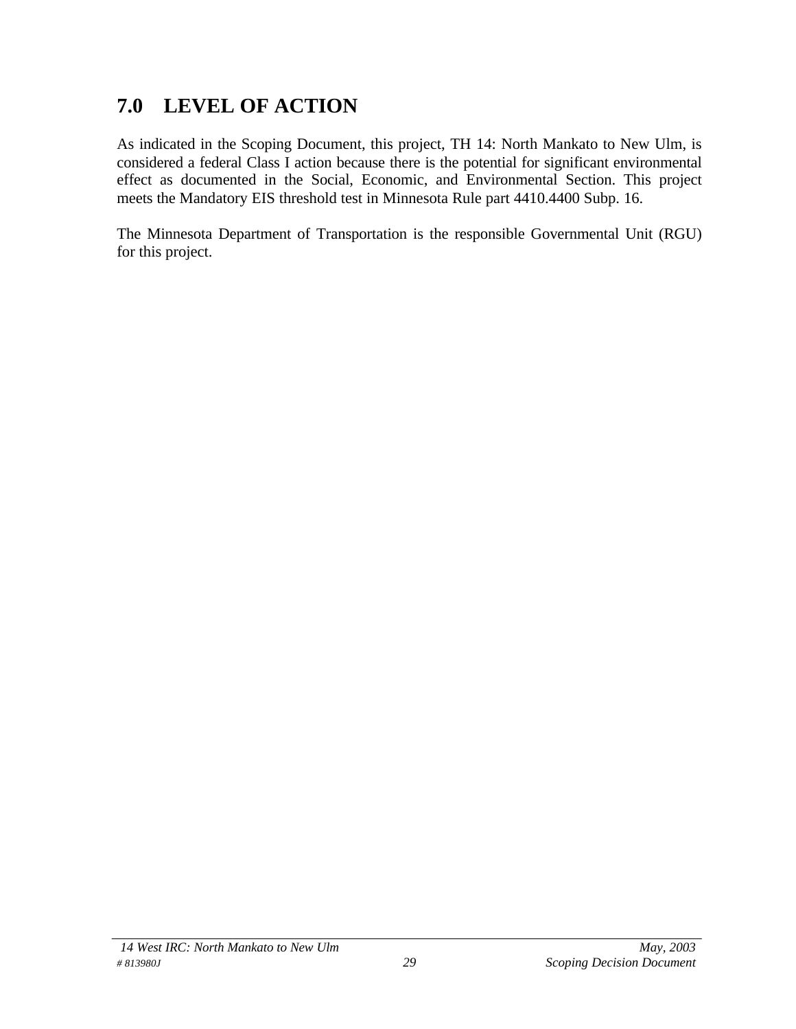## 7.0 LEVEL OF ACTION

As indicated in the Scoping Document, this project, TH 14: North Mankato to New Ulm, is considered a federal Class I action because there is the potential for significant environmental effect as documented in the Social, Economic, and Environmental Section. This project meets the Mandatory EIS threshold test in Minnesota Rule part 4410.4400 Subp. 16.

The Minnesota Department of Transportation is the responsible Governmental Unit (RGU) for this project.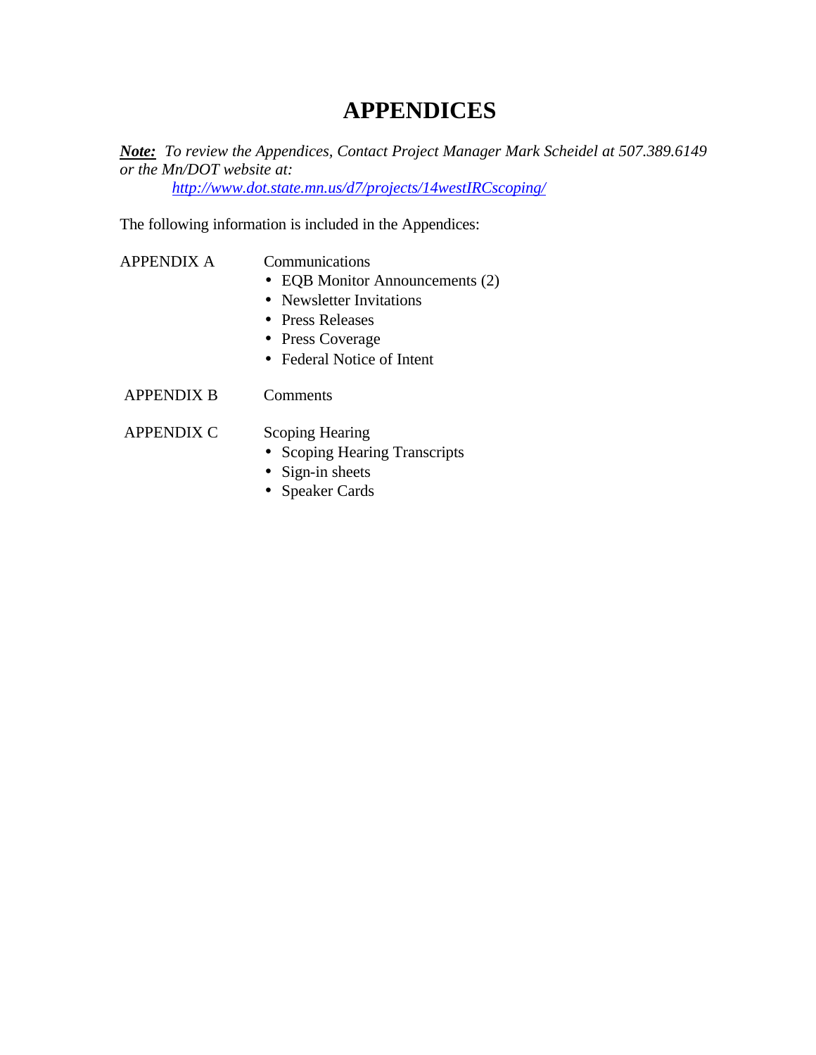# APPENDICES

***Note:*** *To review the Appendices, Contact Project Manager Mark Scheidel at 507.389.6149 or the Mn/DOT website at:*
*[http://www.dot.state.mn.us/d7/projects/14westIRCscoping/](http://www.dot.state.mn.us/d7/projects/14westIRCscoping/)*

The following information is included in the Appendices:

| | |
|---|---|
| APPENDIX A | Communications<br>• EQB Monitor Announcements (2)<br>• Newsletter Invitations<br>• Press Releases<br>• Press Coverage<br>• Federal Notice of Intent |
| APPENDIX B | Comments |
| APPENDIX C | Scoping Hearing<br>• Scoping Hearing Transcripts<br>• Sign-in sheets<br>• Speaker Cards |